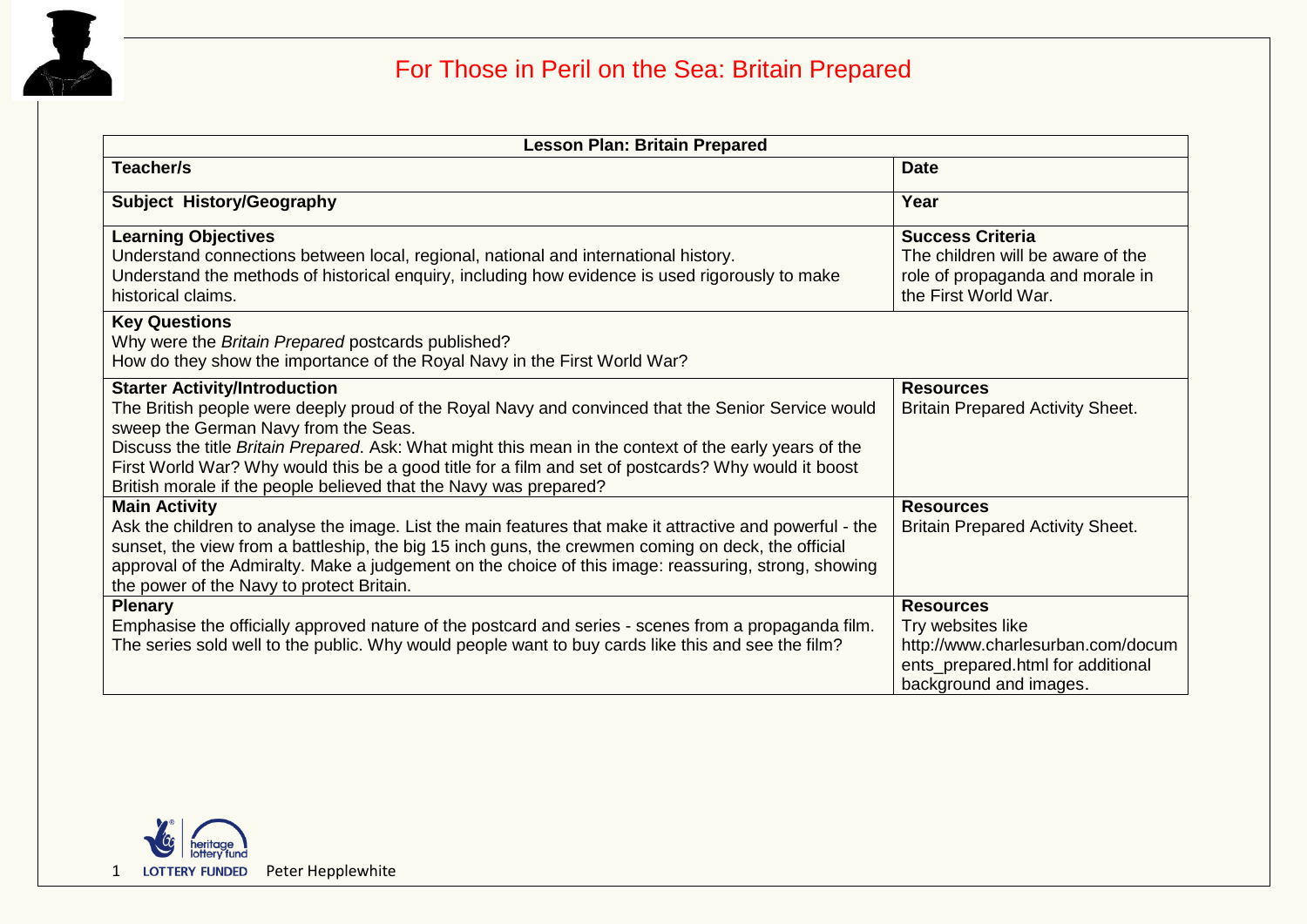# For Those in Peril on the Sea: Britain Prepared

| Lesson Plan: Britain Prepared | |
|---|---|
| **Teacher/s** | **Date** |
| **Subject History/Geography** | **Year** |
| **Learning Objectives**<br>Understand connections between local, regional, national and international history.<br>Understand the methods of historical enquiry, including how evidence is used rigorously to make historical claims. | **Success Criteria**<br>The children will be aware of the role of propaganda and morale in the First World War. |
| **Key Questions**<br>Why were the *Britain Prepared* postcards published?<br>How do they show the importance of the Royal Navy in the First World War? | |
| **Starter Activity/Introduction**<br>The British people were deeply proud of the Royal Navy and convinced that the Senior Service would sweep the German Navy from the Seas.<br>Discuss the title *Britain Prepared*. Ask: What might this mean in the context of the early years of the First World War? Why would this be a good title for a film and set of postcards? Why would it boost British morale if the people believed that the Navy was prepared? | **Resources**<br>Britain Prepared Activity Sheet. |
| **Main Activity**<br>Ask the children to analyse the image. List the main features that make it attractive and powerful - the sunset, the view from a battleship, the big 15 inch guns, the crewmen coming on deck, the official approval of the Admiralty. Make a judgement on the choice of this image: reassuring, strong, showing the power of the Navy to protect Britain. | **Resources**<br>Britain Prepared Activity Sheet. |
| **Plenary**<br>Emphasise the officially approved nature of the postcard and series - scenes from a propaganda film. The series sold well to the public. Why would people want to buy cards like this and see the film? | **Resources**<br>Try websites like http://www.charlesurban.com/documents_prepared.html for additional background and images. |

LOTTERY FUNDED Peter Hepplewhite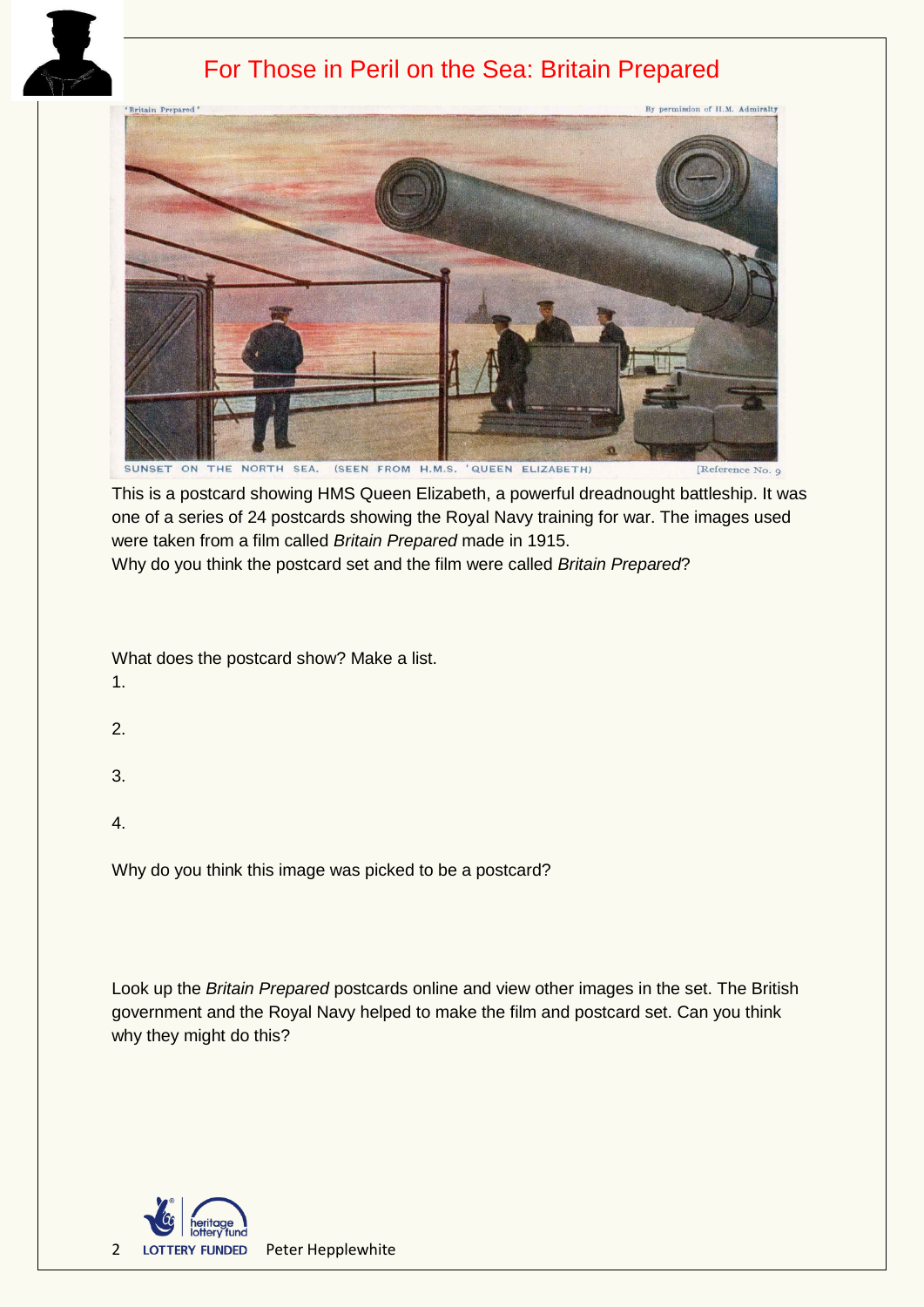# For Those in Peril on the Sea: Britain Prepared

'Britain Prepared' By permission of H.M. Admiralty

SUNSET ON THE NORTH SEA. (SEEN FROM H.M.S. 'QUEEN ELIZABETH) [Reference No. 9

This is a postcard showing HMS Queen Elizabeth, a powerful dreadnought battleship. It was one of a series of 24 postcards showing the Royal Navy training for war. The images used were taken from a film called *Britain Prepared* made in 1915.

Why do you think the postcard set and the film were called *Britain Prepared*?

What does the postcard show? Make a list.

1.

2.

3.

4.

Why do you think this image was picked to be a postcard?

Look up the *Britain Prepared* postcards online and view other images in the set. The British government and the Royal Navy helped to make the film and postcard set. Can you think why they might do this?

LOTTERY FUNDED Peter Hepplewhite